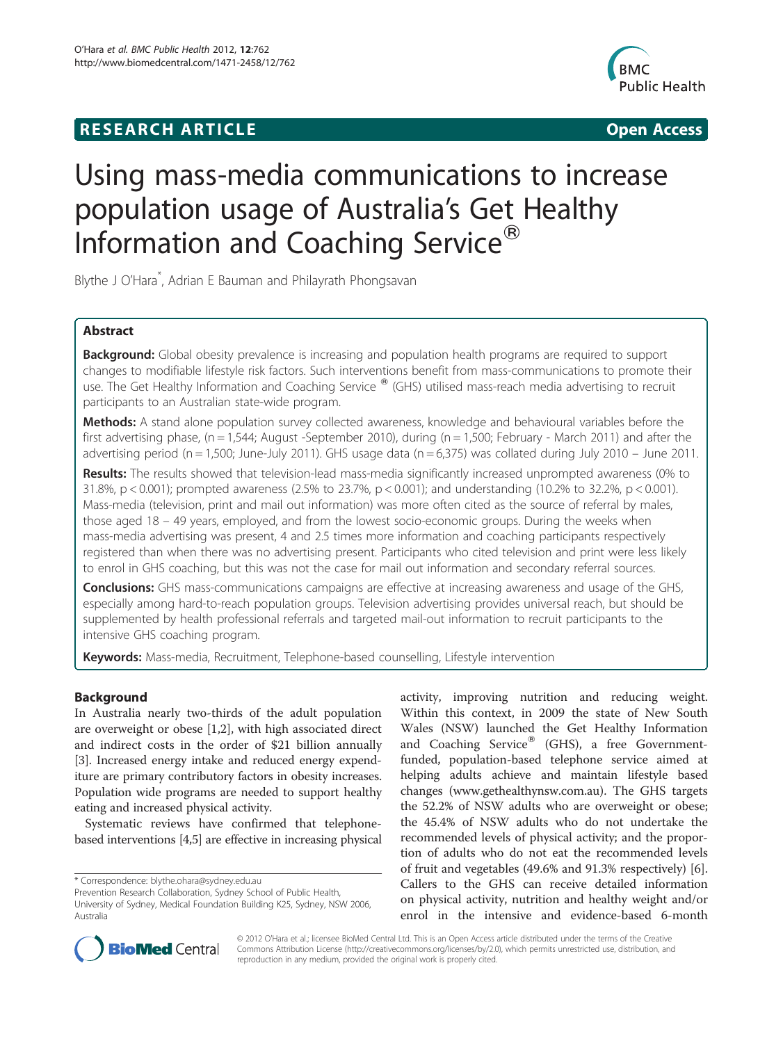**RESEARCH ARTICLE** **Open Access**

# Using mass-media communications to increase population usage of Australia's Get Healthy Information and Coaching Service®

Blythe J O'Hara*, Adrian E Bauman and Philayrath Phongsavan

## Abstract

**Background:** Global obesity prevalence is increasing and population health programs are required to support changes to modifiable lifestyle risk factors. Such interventions benefit from mass-communications to promote their use. The Get Healthy Information and Coaching Service ® (GHS) utilised mass-reach media advertising to recruit participants to an Australian state-wide program.

**Methods:** A stand alone population survey collected awareness, knowledge and behavioural variables before the first advertising phase, (n = 1,544; August -September 2010), during (n = 1,500; February - March 2011) and after the advertising period (n = 1,500; June-July 2011). GHS usage data (n = 6,375) was collated during July 2010 – June 2011.

**Results:** The results showed that television-lead mass-media significantly increased unprompted awareness (0% to 31.8%, $p < 0.001$); prompted awareness (2.5% to 23.7%, $p < 0.001$); and understanding (10.2% to 32.2%, $p < 0.001$). Mass-media (television, print and mail out information) was more often cited as the source of referral by males, those aged 18 – 49 years, employed, and from the lowest socio-economic groups. During the weeks when mass-media advertising was present, 4 and 2.5 times more information and coaching participants respectively registered than when there was no advertising present. Participants who cited television and print were less likely to enrol in GHS coaching, but this was not the case for mail out information and secondary referral sources.

**Conclusions:** GHS mass-communications campaigns are effective at increasing awareness and usage of the GHS, especially among hard-to-reach population groups. Television advertising provides universal reach, but should be supplemented by health professional referrals and targeted mail-out information to recruit participants to the intensive GHS coaching program.

**Keywords:** Mass-media, Recruitment, Telephone-based counselling, Lifestyle intervention

## Background

In Australia nearly two-thirds of the adult population are overweight or obese [1,2], with high associated direct and indirect costs in the order of $21 billion annually [3]. Increased energy intake and reduced energy expenditure are primary contributory factors in obesity increases. Population wide programs are needed to support healthy eating and increased physical activity.

Systematic reviews have confirmed that telephone-based interventions [4,5] are effective in increasing physical activity, improving nutrition and reducing weight. Within this context, in 2009 the state of New South Wales (NSW) launched the Get Healthy Information and Coaching Service® (GHS), a free Government-funded, population-based telephone service aimed at helping adults achieve and maintain lifestyle based changes (www.gethealthynsw.com.au). The GHS targets the 52.2% of NSW adults who are overweight or obese; the 45.4% of NSW adults who do not undertake the recommended levels of physical activity; and the proportion of adults who do not eat the recommended levels of fruit and vegetables (49.6% and 91.3% respectively) [6]. Callers to the GHS can receive detailed information on physical activity, nutrition and healthy weight and/or enrol in the intensive and evidence-based 6-month

* Correspondence: blythe.ohara@sydney.edu.au
Prevention Research Collaboration, Sydney School of Public Health, University of Sydney, Medical Foundation Building K25, Sydney, NSW 2006, Australia

© 2012 O'Hara et al.; licensee BioMed Central Ltd. This is an Open Access article distributed under the terms of the Creative Commons Attribution License (http://creativecommons.org/licenses/by/2.0), which permits unrestricted use, distribution, and reproduction in any medium, provided the original work is properly cited.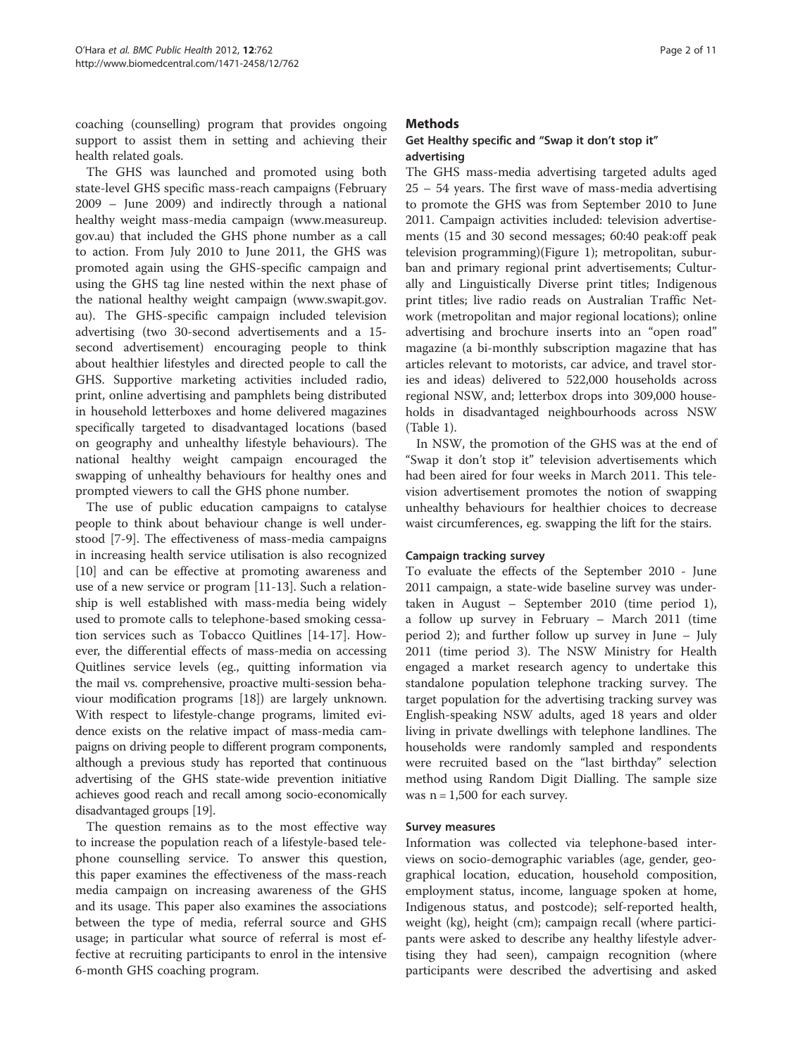coaching (counselling) program that provides ongoing support to assist them in setting and achieving their health related goals.

The GHS was launched and promoted using both state-level GHS specific mass-reach campaigns (February 2009 – June 2009) and indirectly through a national healthy weight mass-media campaign (www.measureup.gov.au) that included the GHS phone number as a call to action. From July 2010 to June 2011, the GHS was promoted again using the GHS-specific campaign and using the GHS tag line nested within the next phase of the national healthy weight campaign (www.swapit.gov.au). The GHS-specific campaign included television advertising (two 30-second advertisements and a 15-second advertisement) encouraging people to think about healthier lifestyles and directed people to call the GHS. Supportive marketing activities included radio, print, online advertising and pamphlets being distributed in household letterboxes and home delivered magazines specifically targeted to disadvantaged locations (based on geography and unhealthy lifestyle behaviours). The national healthy weight campaign encouraged the swapping of unhealthy behaviours for healthy ones and prompted viewers to call the GHS phone number.

The use of public education campaigns to catalyse people to think about behaviour change is well understood [7-9]. The effectiveness of mass-media campaigns in increasing health service utilisation is also recognized [10] and can be effective at promoting awareness and use of a new service or program [11-13]. Such a relationship is well established with mass-media being widely used to promote calls to telephone-based smoking cessation services such as Tobacco Quitlines [14-17]. However, the differential effects of mass-media on accessing Quitlines service levels (eg., quitting information via the mail vs. comprehensive, proactive multi-session behaviour modification programs [18]) are largely unknown. With respect to lifestyle-change programs, limited evidence exists on the relative impact of mass-media campaigns on driving people to different program components, although a previous study has reported that continuous advertising of the GHS state-wide prevention initiative achieves good reach and recall among socio-economically disadvantaged groups [19].

The question remains as to the most effective way to increase the population reach of a lifestyle-based telephone counselling service. To answer this question, this paper examines the effectiveness of the mass-reach media campaign on increasing awareness of the GHS and its usage. This paper also examines the associations between the type of media, referral source and GHS usage; in particular what source of referral is most effective at recruiting participants to enrol in the intensive 6-month GHS coaching program.

## Methods

### Get Healthy specific and "Swap it don't stop it" advertising

The GHS mass-media advertising targeted adults aged 25 – 54 years. The first wave of mass-media advertising to promote the GHS was from September 2010 to June 2011. Campaign activities included: television advertisements (15 and 30 second messages; 60:40 peak:off peak television programming)(Figure 1); metropolitan, suburban and primary regional print advertisements; Culturally and Linguistically Diverse print titles; Indigenous print titles; live radio reads on Australian Traffic Network (metropolitan and major regional locations); online advertising and brochure inserts into an "open road" magazine (a bi-monthly subscription magazine that has articles relevant to motorists, car advice, and travel stories and ideas) delivered to 522,000 households across regional NSW, and; letterbox drops into 309,000 households in disadvantaged neighbourhoods across NSW (Table 1).

In NSW, the promotion of the GHS was at the end of "Swap it don't stop it" television advertisements which had been aired for four weeks in March 2011. This television advertisement promotes the notion of swapping unhealthy behaviours for healthier choices to decrease waist circumferences, eg. swapping the lift for the stairs.

### Campaign tracking survey

To evaluate the effects of the September 2010 - June 2011 campaign, a state-wide baseline survey was undertaken in August – September 2010 (time period 1), a follow up survey in February – March 2011 (time period 2); and further follow up survey in June – July 2011 (time period 3). The NSW Ministry for Health engaged a market research agency to undertake this standalone population telephone tracking survey. The target population for the advertising tracking survey was English-speaking NSW adults, aged 18 years and older living in private dwellings with telephone landlines. The households were randomly sampled and respondents were recruited based on the "last birthday" selection method using Random Digit Dialling. The sample size was n = 1,500 for each survey.

### Survey measures

Information was collected via telephone-based interviews on socio-demographic variables (age, gender, geographical location, education, household composition, employment status, income, language spoken at home, Indigenous status, and postcode); self-reported health, weight (kg), height (cm); campaign recall (where participants were asked to describe any healthy lifestyle advertising they had seen), campaign recognition (where participants were described the advertising and asked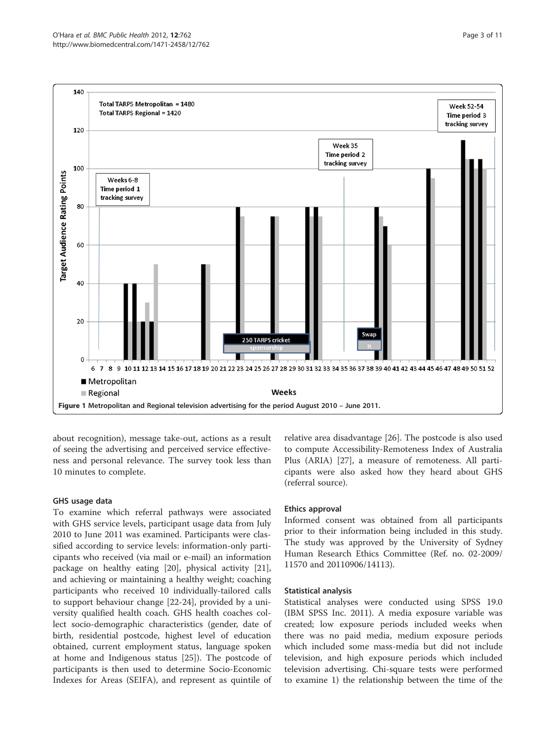Figure 1 Metropolitan and Regional television advertising for the period August 2010 – June 2011.

about recognition), message take-out, actions as a result of seeing the advertising and perceived service effectiveness and personal relevance. The survey took less than 10 minutes to complete.

### GHS usage data

To examine which referral pathways were associated with GHS service levels, participant usage data from July 2010 to June 2011 was examined. Participants were classified according to service levels: information-only participants who received (via mail or e-mail) an information package on healthy eating [20], physical activity [21], and achieving or maintaining a healthy weight; coaching participants who received 10 individually-tailored calls to support behaviour change [22-24], provided by a university qualified health coach. GHS health coaches collect socio-demographic characteristics (gender, date of birth, residential postcode, highest level of education obtained, current employment status, language spoken at home and Indigenous status [25]). The postcode of participants is then used to determine Socio-Economic Indexes for Areas (SEIFA), and represent as quintile of relative area disadvantage [26]. The postcode is also used to compute Accessibility-Remoteness Index of Australia Plus (ARIA) [27], a measure of remoteness. All participants were also asked how they heard about GHS (referral source).

### Ethics approval

Informed consent was obtained from all participants prior to their information being included in this study. The study was approved by the University of Sydney Human Research Ethics Committee (Ref. no. 02-2009/11570 and 20110906/14113).

### Statistical analysis

Statistical analyses were conducted using SPSS 19.0 (IBM SPSS Inc. 2011). A media exposure variable was created; low exposure periods included weeks when there was no paid media, medium exposure periods which included some mass-media but did not include television, and high exposure periods which included television advertising. Chi-square tests were performed to examine 1) the relationship between the time of the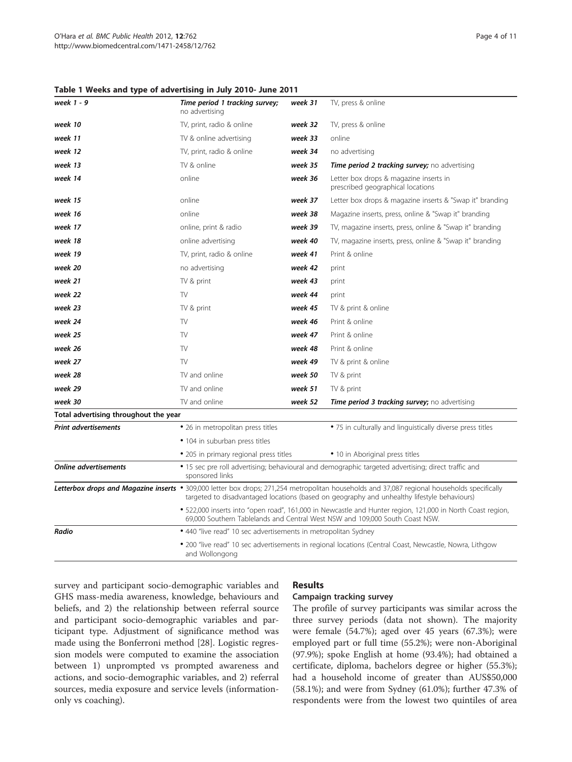**Table 1 Weeks and type of advertising in July 2010- June 2011**

| | | | |
|---|---|---|---|
| ***week 1 - 9*** | ***Time period 1 tracking survey;*** no advertising | ***week 31*** | TV, press & online |
| ***week 10*** | TV, print, radio & online | ***week 32*** | TV, press & online |
| ***week 11*** | TV & online advertising | ***week 33*** | online |
| ***week 12*** | TV, print, radio & online | ***week 34*** | no advertising |
| ***week 13*** | TV & online | ***week 35*** | ***Time period 2 tracking survey;*** no advertising |
| ***week 14*** | online | ***week 36*** | Letter box drops & magazine inserts in prescribed geographical locations |
| ***week 15*** | online | ***week 37*** | Letter box drops & magazine inserts & "Swap it" branding |
| ***week 16*** | online | ***week 38*** | Magazine inserts, press, online & "Swap it" branding |
| ***week 17*** | online, print & radio | ***week 39*** | TV, magazine inserts, press, online & "Swap it" branding |
| ***week 18*** | online advertising | ***week 40*** | TV, magazine inserts, press, online & "Swap it" branding |
| ***week 19*** | TV, print, radio & online | ***week 41*** | Print & online |
| ***week 20*** | no advertising | ***week 42*** | print |
| ***week 21*** | TV & print | ***week 43*** | print |
| ***week 22*** | TV | ***week 44*** | print |
| ***week 23*** | TV & print | ***week 45*** | TV & print & online |
| ***week 24*** | TV | ***week 46*** | Print & online |
| ***week 25*** | TV | ***week 47*** | Print & online |
| ***week 26*** | TV | ***week 48*** | Print & online |
| ***week 27*** | TV | ***week 49*** | TV & print & online |
| ***week 28*** | TV and online | ***week 50*** | TV & print |
| ***week 29*** | TV and online | ***week 51*** | TV & print |
| ***week 30*** | TV and online | ***week 52*** | ***Time period 3 tracking survey;*** no advertising |
| **Total advertising throughout the year** | | | |
| ***Print advertisements*** | • 26 in metropolitan press titles | | • 75 in culturally and linguistically diverse press titles |
| | • 104 in suburban press titles | | |
| | • 205 in primary regional press titles | | • 10 in Aboriginal press titles |
| ***Online advertisements*** | • 15 sec pre roll advertising; behavioural and demographic targeted advertising; direct traffic and sponsored links | | |
| ***Letterbox drops and Magazine inserts*** | • 309,000 letter box drops; 271,254 metropolitan households and 37,087 regional households specifically targeted to disadvantaged locations (based on geography and unhealthy lifestyle behaviours) | | |
| | • 522,000 inserts into "open road", 161,000 in Newcastle and Hunter region, 121,000 in North Coast region, 69,000 Southern Tablelands and Central West NSW and 109,000 South Coast NSW. | | |
| ***Radio*** | • 440 "live read" 10 sec advertisements in metropolitan Sydney | | |
| | • 200 "live read" 10 sec advertisements in regional locations (Central Coast, Newcastle, Nowra, Lithgow and Wollongong | | |

survey and participant socio-demographic variables and GHS mass-media awareness, knowledge, behaviours and beliefs, and 2) the relationship between referral source and participant socio-demographic variables and participant type. Adjustment of significance method was made using the Bonferroni method [28]. Logistic regression models were computed to examine the association between 1) unprompted vs prompted awareness and actions, and socio-demographic variables, and 2) referral sources, media exposure and service levels (information-only vs coaching).

## Results

### Campaign tracking survey

The profile of survey participants was similar across the three survey periods (data not shown). The majority were female (54.7%); aged over 45 years (67.3%); were employed part or full time (55.2%); were non-Aboriginal (97.9%); spoke English at home (93.4%); had obtained a certificate, diploma, bachelors degree or higher (55.3%); had a household income of greater than AUS$50,000 (58.1%); and were from Sydney (61.0%); further 47.3% of respondents were from the lowest two quintiles of area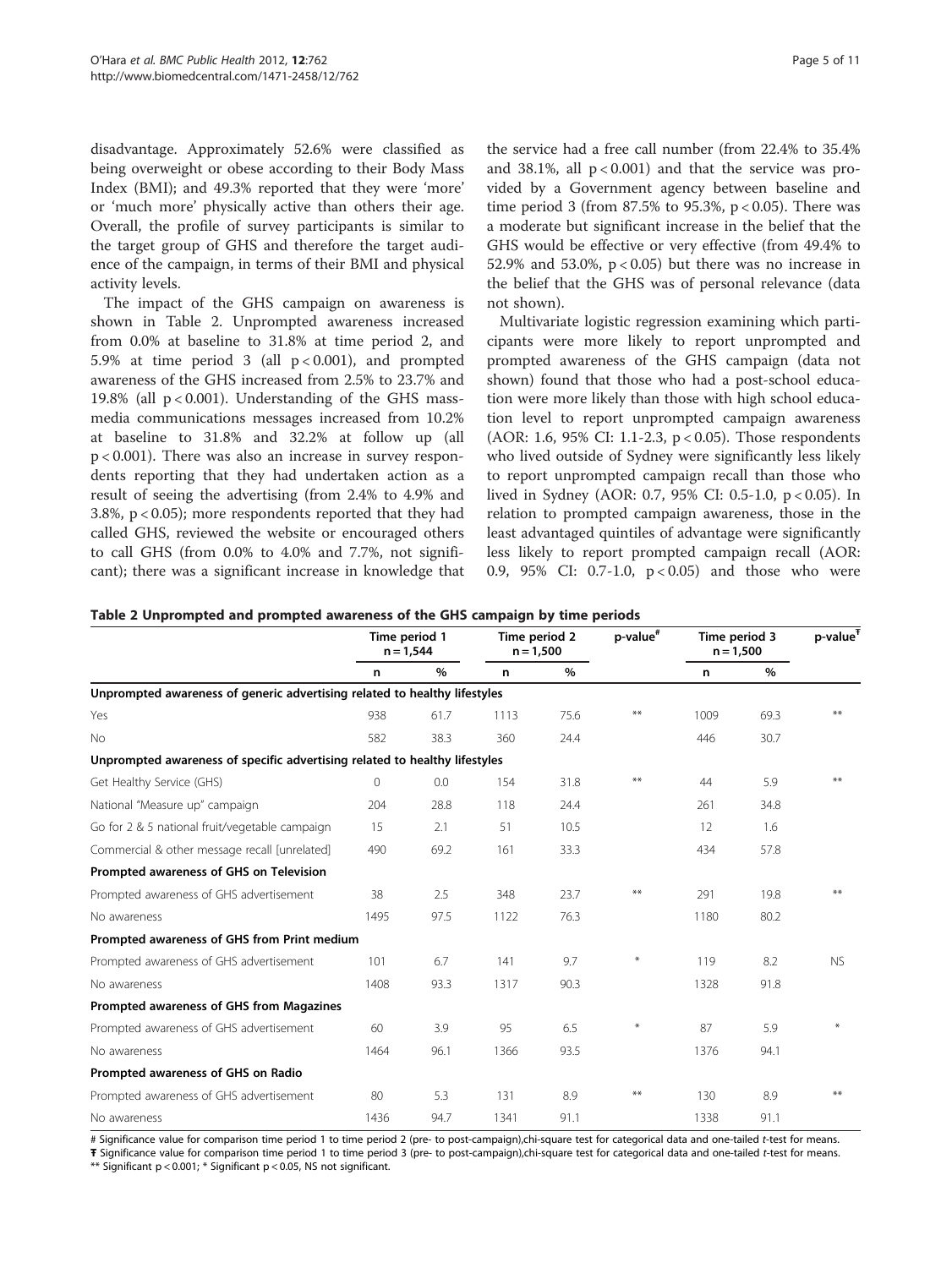disadvantage. Approximately 52.6% were classified as being overweight or obese according to their Body Mass Index (BMI); and 49.3% reported that they were 'more' or 'much more' physically active than others their age. Overall, the profile of survey participants is similar to the target group of GHS and therefore the target audience of the campaign, in terms of their BMI and physical activity levels.

The impact of the GHS campaign on awareness is shown in Table 2. Unprompted awareness increased from 0.0% at baseline to 31.8% at time period 2, and 5.9% at time period 3 (all $p < 0.001$), and prompted awareness of the GHS increased from 2.5% to 23.7% and 19.8% (all $p < 0.001$). Understanding of the GHS mass-media communications messages increased from 10.2% at baseline to 31.8% and 32.2% at follow up (all $p < 0.001$). There was also an increase in survey respondents reporting that they had undertaken action as a result of seeing the advertising (from 2.4% to 4.9% and 3.8%, $p < 0.05$); more respondents reported that they had called GHS, reviewed the website or encouraged others to call GHS (from 0.0% to 4.0% and 7.7%, not significant); there was a significant increase in knowledge that the service had a free call number (from 22.4% to 35.4% and 38.1%, all $p < 0.001$) and that the service was provided by a Government agency between baseline and time period 3 (from 87.5% to 95.3%, $p < 0.05$). There was a moderate but significant increase in the belief that the GHS would be effective or very effective (from 49.4% to 52.9% and 53.0%, $p < 0.05$) but there was no increase in the belief that the GHS was of personal relevance (data not shown).

Multivariate logistic regression examining which participants were more likely to report unprompted and prompted awareness of the GHS campaign (data not shown) found that those who had a post-school education were more likely than those with high school education level to report unprompted campaign awareness (AOR: 1.6, 95% CI: 1.1-2.3, $p < 0.05$). Those respondents who lived outside of Sydney were significantly less likely to report unprompted campaign recall than those who lived in Sydney (AOR: 0.7, 95% CI: 0.5-1.0, $p < 0.05$). In relation to prompted campaign awareness, those in the least advantaged quintiles of advantage were significantly less likely to report prompted campaign recall (AOR: 0.9, 95% CI: 0.7-1.0, $p < 0.05$) and those who were

**Table 2 Unprompted and prompted awareness of the GHS campaign by time periods**

| | Time period 1 n = 1,544 | | Time period 2 n = 1,500 | | p-value[#] | Time period 3 n = 1,500 | | p-value[Ŧ] |
|---|---|---|---|---|---|---|---|---|
| | n | % | n | % | | n | % | |
| **Unprompted awareness of generic advertising related to healthy lifestyles** | | | | | | | | |
| Yes | 938 | 61.7 | 1113 | 75.6 | ** | 1009 | 69.3 | ** |
| No | 582 | 38.3 | 360 | 24.4 | | 446 | 30.7 | |
| **Unprompted awareness of specific advertising related to healthy lifestyles** | | | | | | | | |
| Get Healthy Service (GHS) | 0 | 0.0 | 154 | 31.8 | ** | 44 | 5.9 | ** |
| National "Measure up" campaign | 204 | 28.8 | 118 | 24.4 | | 261 | 34.8 | |
| Go for 2 & 5 national fruit/vegetable campaign | 15 | 2.1 | 51 | 10.5 | | 12 | 1.6 | |
| Commercial & other message recall [unrelated] | 490 | 69.2 | 161 | 33.3 | | 434 | 57.8 | |
| **Prompted awareness of GHS on Television** | | | | | | | | |
| Prompted awareness of GHS advertisement | 38 | 2.5 | 348 | 23.7 | ** | 291 | 19.8 | ** |
| No awareness | 1495 | 97.5 | 1122 | 76.3 | | 1180 | 80.2 | |
| **Prompted awareness of GHS from Print medium** | | | | | | | | |
| Prompted awareness of GHS advertisement | 101 | 6.7 | 141 | 9.7 | * | 119 | 8.2 | NS |
| No awareness | 1408 | 93.3 | 1317 | 90.3 | | 1328 | 91.8 | |
| **Prompted awareness of GHS from Magazines** | | | | | | | | |
| Prompted awareness of GHS advertisement | 60 | 3.9 | 95 | 6.5 | * | 87 | 5.9 | * |
| No awareness | 1464 | 96.1 | 1366 | 93.5 | | 1376 | 94.1 | |
| **Prompted awareness of GHS on Radio** | | | | | | | | |
| Prompted awareness of GHS advertisement | 80 | 5.3 | 131 | 8.9 | ** | 130 | 8.9 | ** |
| No awareness | 1436 | 94.7 | 1341 | 91.1 | | 1338 | 91.1 | |

# Significance value for comparison time period 1 to time period 2 (pre- to post-campaign),chi-square test for categorical data and one-tailed *t*-test for means.
Ŧ Significance value for comparison time period 1 to time period 3 (pre- to post-campaign),chi-square test for categorical data and one-tailed *t*-test for means.
** Significant $p < 0.001$; * Significant $p < 0.05$, NS not significant.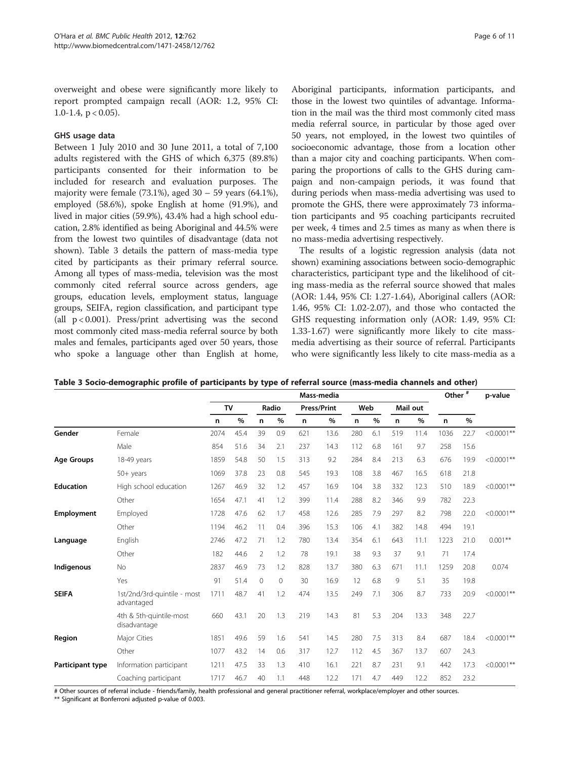overweight and obese were significantly more likely to report prompted campaign recall (AOR: 1.2, 95% CI: 1.0-1.4, $p < 0.05$).

### GHS usage data

Between 1 July 2010 and 30 June 2011, a total of 7,100 adults registered with the GHS of which 6,375 (89.8%) participants consented for their information to be included for research and evaluation purposes. The majority were female (73.1%), aged 30 – 59 years (64.1%), employed (58.6%), spoke English at home (91.9%), and lived in major cities (59.9%), 43.4% had a high school education, 2.8% identified as being Aboriginal and 44.5% were from the lowest two quintiles of disadvantage (data not shown). Table 3 details the pattern of mass-media type cited by participants as their primary referral source. Among all types of mass-media, television was the most commonly cited referral source across genders, age groups, education levels, employment status, language groups, SEIFA, region classification, and participant type (all $p < 0.001$). Press/print advertising was the second most commonly cited mass-media referral source by both males and females, participants aged over 50 years, those who spoke a language other than English at home, Aboriginal participants, information participants, and those in the lowest two quintiles of advantage. Information in the mail was the third most commonly cited mass media referral source, in particular by those aged over 50 years, not employed, in the lowest two quintiles of socioeconomic advantage, those from a location other than a major city and coaching participants. When comparing the proportions of calls to the GHS during campaign and non-campaign periods, it was found that during periods when mass-media advertising was used to promote the GHS, there were approximately 73 information participants and 95 coaching participants recruited per week, 4 times and 2.5 times as many as when there is no mass-media advertising respectively.

The results of a logistic regression analysis (data not shown) examining associations between socio-demographic characteristics, participant type and the likelihood of citing mass-media as the referral source showed that males (AOR: 1.44, 95% CI: 1.27-1.64), Aboriginal callers (AOR: 1.46, 95% CI: 1.02-2.07), and those who contacted the GHS requesting information only (AOR: 1.49, 95% CI: 1.33-1.67) were significantly more likely to cite mass-media advertising as their source of referral. Participants who were significantly less likely to cite mass-media as a

**Table 3 Socio-demographic profile of participants by type of referral source (mass-media channels and other)**

| | | Mass-media | | | | | | | | | | Other # | | p-value |
|---|---|---|---|---|---|---|---|---|---|---|---|---|---|---|
| | | TV | | Radio | | Press/Print | | Web | | Mail out | | | | |
| | | n | % | n | % | n | % | n | % | n | % | n | % | |
| **Gender** | Female | 2074 | 45.4 | 39 | 0.9 | 621 | 13.6 | 280 | 6.1 | 519 | 11.4 | 1036 | 22.7 | <0.0001** |
| | Male | 854 | 51.6 | 34 | 2.1 | 237 | 14.3 | 112 | 6.8 | 161 | 9.7 | 258 | 15.6 | |
| **Age Groups** | 18-49 years | 1859 | 54.8 | 50 | 1.5 | 313 | 9.2 | 284 | 8.4 | 213 | 6.3 | 676 | 19.9 | <0.0001** |
| | 50+ years | 1069 | 37.8 | 23 | 0.8 | 545 | 19.3 | 108 | 3.8 | 467 | 16.5 | 618 | 21.8 | |
| **Education** | High school education | 1267 | 46.9 | 32 | 1.2 | 457 | 16.9 | 104 | 3.8 | 332 | 12.3 | 510 | 18.9 | <0.0001** |
| | Other | 1654 | 47.1 | 41 | 1.2 | 399 | 11.4 | 288 | 8.2 | 346 | 9.9 | 782 | 22.3 | |
| **Employment** | Employed | 1728 | 47.6 | 62 | 1.7 | 458 | 12.6 | 285 | 7.9 | 297 | 8.2 | 798 | 22.0 | <0.0001** |
| | Other | 1194 | 46.2 | 11 | 0.4 | 396 | 15.3 | 106 | 4.1 | 382 | 14.8 | 494 | 19.1 | |
| **Language** | English | 2746 | 47.2 | 71 | 1.2 | 780 | 13.4 | 354 | 6.1 | 643 | 11.1 | 1223 | 21.0 | 0.001** |
| | Other | 182 | 44.6 | 2 | 1.2 | 78 | 19.1 | 38 | 9.3 | 37 | 9.1 | 71 | 17.4 | |
| **Indigenous** | No | 2837 | 46.9 | 73 | 1.2 | 828 | 13.7 | 380 | 6.3 | 671 | 11.1 | 1259 | 20.8 | 0.074 |
| | Yes | 91 | 51.4 | 0 | 0 | 30 | 16.9 | 12 | 6.8 | 9 | 5.1 | 35 | 19.8 | |
| **SEIFA** | 1st/2nd/3rd-quintile - most advantaged | 1711 | 48.7 | 41 | 1.2 | 474 | 13.5 | 249 | 7.1 | 306 | 8.7 | 733 | 20.9 | <0.0001** |
| | 4th & 5th-quintile-most disadvantage | 660 | 43.1 | 20 | 1.3 | 219 | 14.3 | 81 | 5.3 | 204 | 13.3 | 348 | 22.7 | |
| **Region** | Major Cities | 1851 | 49.6 | 59 | 1.6 | 541 | 14.5 | 280 | 7.5 | 313 | 8.4 | 687 | 18.4 | <0.0001** |
| | Other | 1077 | 43.2 | 14 | 0.6 | 317 | 12.7 | 112 | 4.5 | 367 | 13.7 | 607 | 24.3 | |
| **Participant type** | Information participant | 1211 | 47.5 | 33 | 1.3 | 410 | 16.1 | 221 | 8.7 | 231 | 9.1 | 442 | 17.3 | <0.0001** |
| | Coaching participant | 1717 | 46.7 | 40 | 1.1 | 448 | 12.2 | 171 | 4.7 | 449 | 12.2 | 852 | 23.2 | |

# Other sources of referral include - friends/family, health professional and general practitioner referral, workplace/employer and other sources.
** Significant at Bonferroni adjusted p-value of 0.003.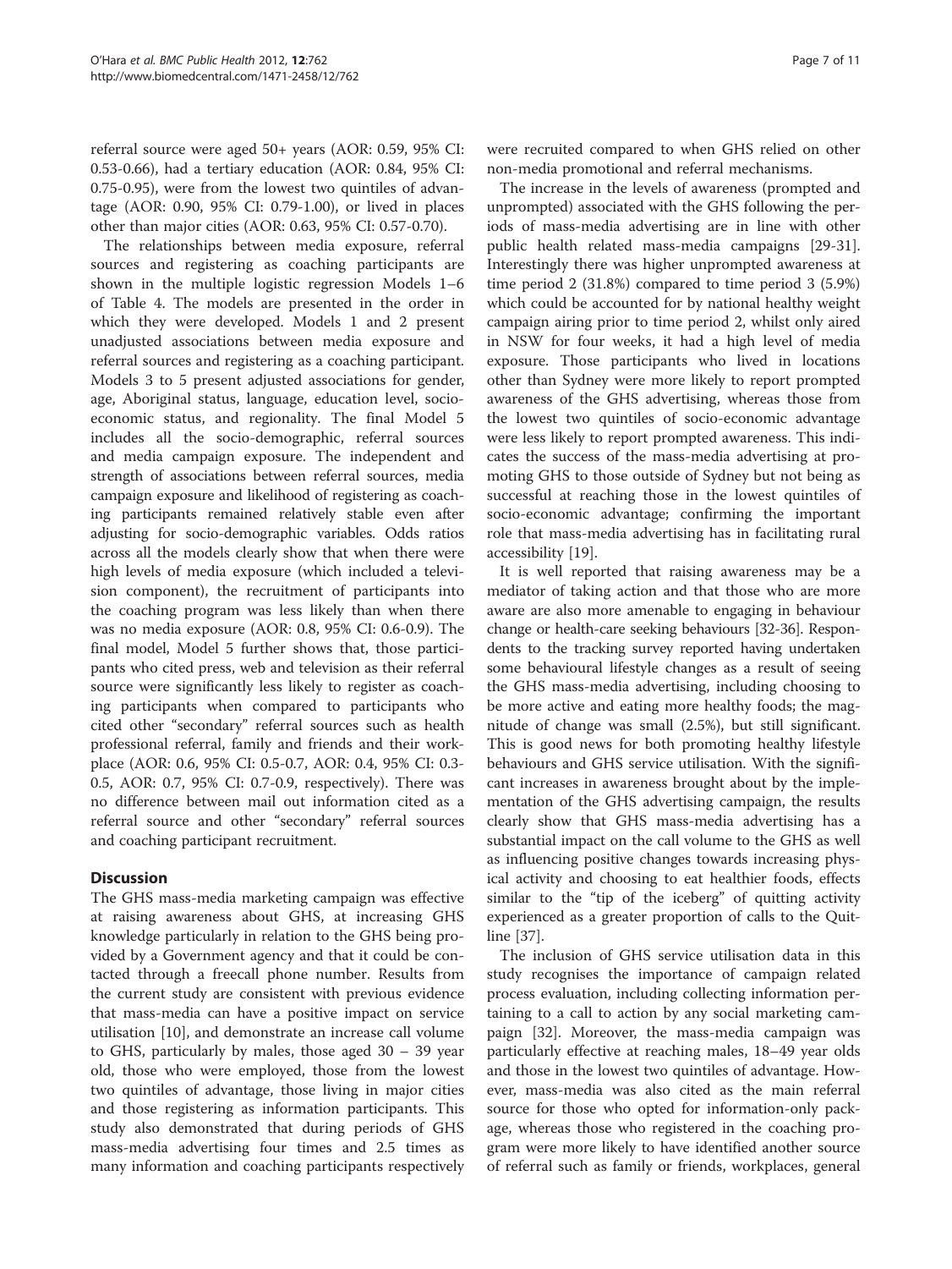referral source were aged 50+ years (AOR: 0.59, 95% CI: 0.53-0.66), had a tertiary education (AOR: 0.84, 95% CI: 0.75-0.95), were from the lowest two quintiles of advantage (AOR: 0.90, 95% CI: 0.79-1.00), or lived in places other than major cities (AOR: 0.63, 95% CI: 0.57-0.70).

The relationships between media exposure, referral sources and registering as coaching participants are shown in the multiple logistic regression Models 1–6 of Table 4. The models are presented in the order in which they were developed. Models 1 and 2 present unadjusted associations between media exposure and referral sources and registering as a coaching participant. Models 3 to 5 present adjusted associations for gender, age, Aboriginal status, language, education level, socioeconomic status, and regionality. The final Model 5 includes all the socio-demographic, referral sources and media campaign exposure. The independent and strength of associations between referral sources, media campaign exposure and likelihood of registering as coaching participants remained relatively stable even after adjusting for socio-demographic variables. Odds ratios across all the models clearly show that when there were high levels of media exposure (which included a television component), the recruitment of participants into the coaching program was less likely than when there was no media exposure (AOR: 0.8, 95% CI: 0.6-0.9). The final model, Model 5 further shows that, those participants who cited press, web and television as their referral source were significantly less likely to register as coaching participants when compared to participants who cited other "secondary" referral sources such as health professional referral, family and friends and their workplace (AOR: 0.6, 95% CI: 0.5-0.7, AOR: 0.4, 95% CI: 0.3-0.5, AOR: 0.7, 95% CI: 0.7-0.9, respectively). There was no difference between mail out information cited as a referral source and other "secondary" referral sources and coaching participant recruitment.

## Discussion

The GHS mass-media marketing campaign was effective at raising awareness about GHS, at increasing GHS knowledge particularly in relation to the GHS being provided by a Government agency and that it could be contacted through a freecall phone number. Results from the current study are consistent with previous evidence that mass-media can have a positive impact on service utilisation [10], and demonstrate an increase call volume to GHS, particularly by males, those aged 30 – 39 year old, those who were employed, those from the lowest two quintiles of advantage, those living in major cities and those registering as information participants. This study also demonstrated that during periods of GHS mass-media advertising four times and 2.5 times as many information and coaching participants respectively were recruited compared to when GHS relied on other non-media promotional and referral mechanisms.

The increase in the levels of awareness (prompted and unprompted) associated with the GHS following the periods of mass-media advertising are in line with other public health related mass-media campaigns [29-31]. Interestingly there was higher unprompted awareness at time period 2 (31.8%) compared to time period 3 (5.9%) which could be accounted for by national healthy weight campaign airing prior to time period 2, whilst only aired in NSW for four weeks, it had a high level of media exposure. Those participants who lived in locations other than Sydney were more likely to report prompted awareness of the GHS advertising, whereas those from the lowest two quintiles of socio-economic advantage were less likely to report prompted awareness. This indicates the success of the mass-media advertising at promoting GHS to those outside of Sydney but not being as successful at reaching those in the lowest quintiles of socio-economic advantage; confirming the important role that mass-media advertising has in facilitating rural accessibility [19].

It is well reported that raising awareness may be a mediator of taking action and that those who are more aware are also more amenable to engaging in behaviour change or health-care seeking behaviours [32-36]. Respondents to the tracking survey reported having undertaken some behavioural lifestyle changes as a result of seeing the GHS mass-media advertising, including choosing to be more active and eating more healthy foods; the magnitude of change was small (2.5%), but still significant. This is good news for both promoting healthy lifestyle behaviours and GHS service utilisation. With the significant increases in awareness brought about by the implementation of the GHS advertising campaign, the results clearly show that GHS mass-media advertising has a substantial impact on the call volume to the GHS as well as influencing positive changes towards increasing physical activity and choosing to eat healthier foods, effects similar to the "tip of the iceberg" of quitting activity experienced as a greater proportion of calls to the Quitline [37].

The inclusion of GHS service utilisation data in this study recognises the importance of campaign related process evaluation, including collecting information pertaining to a call to action by any social marketing campaign [32]. Moreover, the mass-media campaign was particularly effective at reaching males, 18–49 year olds and those in the lowest two quintiles of advantage. However, mass-media was also cited as the main referral source for those who opted for information-only package, whereas those who registered in the coaching program were more likely to have identified another source of referral such as family or friends, workplaces, general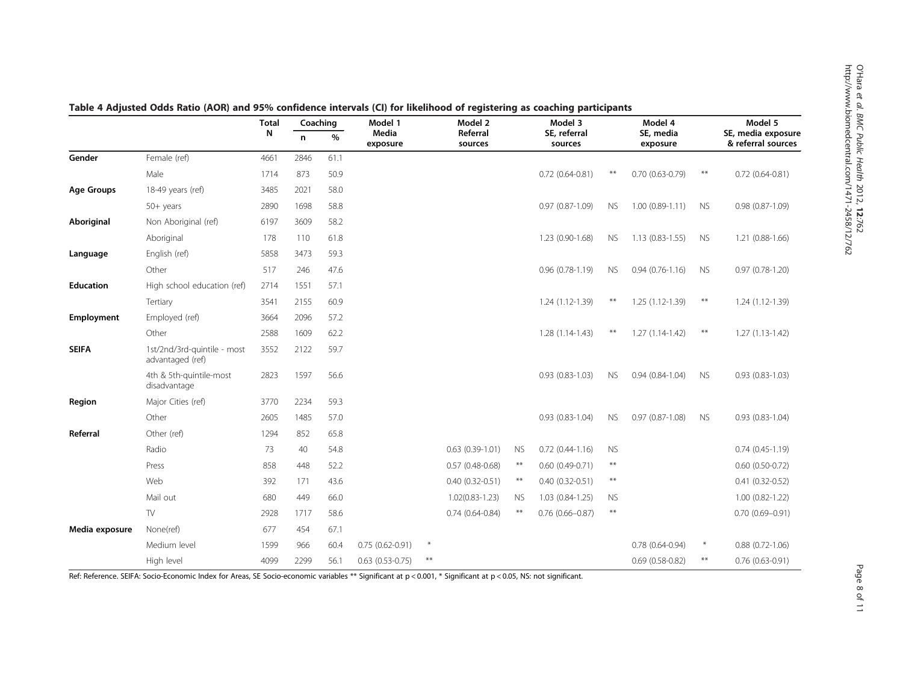**Table 4 Adjusted Odds Ratio (AOR) and 95% confidence intervals (CI) for likelihood of registering as coaching participants**

| | | Total | Coaching | | Model 1 | | Model 2 | | Model 3 | | Model 4 | | Model 5 |
|---|---|---|---|---|---|---|---|---|---|---|---|---|---|
| | | N | n | % | Media exposure | | Referral sources | | SE, referral sources | | SE, media exposure | | SE, media exposure & referral sources |
| **Gender** | Female (ref) | 4661 | 2846 | 61.1 | | | | | | | | | |
| | Male | 1714 | 873 | 50.9 | | | | | 0.72 (0.64-0.81) | ** | 0.70 (0.63-0.79) | ** | 0.72 (0.64-0.81) |
| **Age Groups** | 18-49 years (ref) | 3485 | 2021 | 58.0 | | | | | | | | | |
| | 50+ years | 2890 | 1698 | 58.8 | | | | | 0.97 (0.87-1.09) | NS | 1.00 (0.89-1.11) | NS | 0.98 (0.87-1.09) |
| **Aboriginal** | Non Aboriginal (ref) | 6197 | 3609 | 58.2 | | | | | | | | | |
| | Aboriginal | 178 | 110 | 61.8 | | | | | 1.23 (0.90-1.68) | NS | 1.13 (0.83-1.55) | NS | 1.21 (0.88-1.66) |
| **Language** | English (ref) | 5858 | 3473 | 59.3 | | | | | | | | | |
| | Other | 517 | 246 | 47.6 | | | | | 0.96 (0.78-1.19) | NS | 0.94 (0.76-1.16) | NS | 0.97 (0.78-1.20) |
| **Education** | High school education (ref) | 2714 | 1551 | 57.1 | | | | | | | | | |
| | Tertiary | 3541 | 2155 | 60.9 | | | | | 1.24 (1.12-1.39) | ** | 1.25 (1.12-1.39) | ** | 1.24 (1.12-1.39) |
| **Employment** | Employed (ref) | 3664 | 2096 | 57.2 | | | | | | | | | |
| | Other | 2588 | 1609 | 62.2 | | | | | 1.28 (1.14-1.43) | ** | 1.27 (1.14-1.42) | ** | 1.27 (1.13-1.42) |
| **SEIFA** | 1st/2nd/3rd-quintile - most advantaged (ref) | 3552 | 2122 | 59.7 | | | | | | | | | |
| | 4th & 5th-quintile-most disadvantage | 2823 | 1597 | 56.6 | | | | | 0.93 (0.83-1.03) | NS | 0.94 (0.84-1.04) | NS | 0.93 (0.83-1.03) |
| **Region** | Major Cities (ref) | 3770 | 2234 | 59.3 | | | | | | | | | |
| | Other | 2605 | 1485 | 57.0 | | | | | 0.93 (0.83-1.04) | NS | 0.97 (0.87-1.08) | NS | 0.93 (0.83-1.04) |
| **Referral** | Other (ref) | 1294 | 852 | 65.8 | | | | | | | | | |
| | Radio | 73 | 40 | 54.8 | | | 0.63 (0.39-1.01) | NS | 0.72 (0.44-1.16) | NS | | | 0.74 (0.45-1.19) |
| | Press | 858 | 448 | 52.2 | | | 0.57 (0.48-0.68) | ** | 0.60 (0.49-0.71) | ** | | | 0.60 (0.50-0.72) |
| | Web | 392 | 171 | 43.6 | | | 0.40 (0.32-0.51) | ** | 0.40 (0.32-0.51) | ** | | | 0.41 (0.32-0.52) |
| | Mail out | 680 | 449 | 66.0 | | | 1.02(0.83-1.23) | NS | 1.03 (0.84-1.25) | NS | | | 1.00 (0.82-1.22) |
| | TV | 2928 | 1717 | 58.6 | | | 0.74 (0.64-0.84) | ** | 0.76 (0.66–0.87) | ** | | | 0.70 (0.69–0.91) |
| **Media exposure** | None(ref) | 677 | 454 | 67.1 | | | | | | | | | |
| | Medium level | 1599 | 966 | 60.4 | 0.75 (0.62-0.91) | * | | | | | 0.78 (0.64-0.94) | * | 0.88 (0.72-1.06) |
| | High level | 4099 | 2299 | 56.1 | 0.63 (0.53-0.75) | ** | | | | | 0.69 (0.58-0.82) | ** | 0.76 (0.63-0.91) |

Ref: Reference. SEIFA: Socio-Economic Index for Areas, SE Socio-economic variables ** Significant at $p < 0.001$, * Significant at $p < 0.05$, NS: not significant.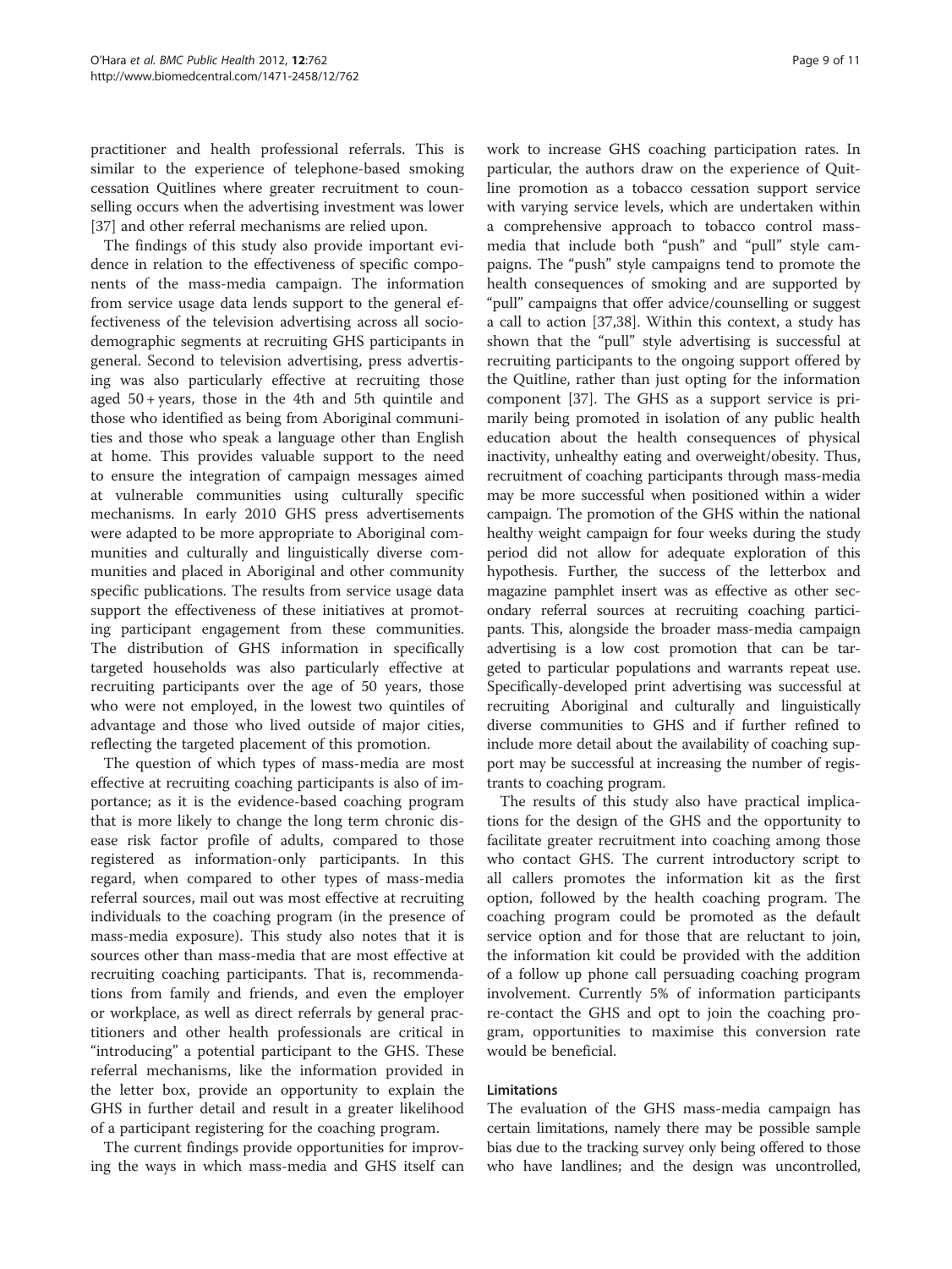practitioner and health professional referrals. This is similar to the experience of telephone-based smoking cessation Quitlines where greater recruitment to counselling occurs when the advertising investment was lower [37] and other referral mechanisms are relied upon.

The findings of this study also provide important evidence in relation to the effectiveness of specific components of the mass-media campaign. The information from service usage data lends support to the general effectiveness of the television advertising across all sociodemographic segments at recruiting GHS participants in general. Second to television advertising, press advertising was also particularly effective at recruiting those aged 50 + years, those in the 4th and 5th quintile and those who identified as being from Aboriginal communities and those who speak a language other than English at home. This provides valuable support to the need to ensure the integration of campaign messages aimed at vulnerable communities using culturally specific mechanisms. In early 2010 GHS press advertisements were adapted to be more appropriate to Aboriginal communities and culturally and linguistically diverse communities and placed in Aboriginal and other community specific publications. The results from service usage data support the effectiveness of these initiatives at promoting participant engagement from these communities. The distribution of GHS information in specifically targeted households was also particularly effective at recruiting participants over the age of 50 years, those who were not employed, in the lowest two quintiles of advantage and those who lived outside of major cities, reflecting the targeted placement of this promotion.

The question of which types of mass-media are most effective at recruiting coaching participants is also of importance; as it is the evidence-based coaching program that is more likely to change the long term chronic disease risk factor profile of adults, compared to those registered as information-only participants. In this regard, when compared to other types of mass-media referral sources, mail out was most effective at recruiting individuals to the coaching program (in the presence of mass-media exposure). This study also notes that it is sources other than mass-media that are most effective at recruiting coaching participants. That is, recommendations from family and friends, and even the employer or workplace, as well as direct referrals by general practitioners and other health professionals are critical in "introducing" a potential participant to the GHS. These referral mechanisms, like the information provided in the letter box, provide an opportunity to explain the GHS in further detail and result in a greater likelihood of a participant registering for the coaching program.

The current findings provide opportunities for improving the ways in which mass-media and GHS itself can work to increase GHS coaching participation rates. In particular, the authors draw on the experience of Quitline promotion as a tobacco cessation support service with varying service levels, which are undertaken within a comprehensive approach to tobacco control mass-media that include both "push" and "pull" style campaigns. The "push" style campaigns tend to promote the health consequences of smoking and are supported by "pull" campaigns that offer advice/counselling or suggest a call to action [37,38]. Within this context, a study has shown that the "pull" style advertising is successful at recruiting participants to the ongoing support offered by the Quitline, rather than just opting for the information component [37]. The GHS as a support service is primarily being promoted in isolation of any public health education about the health consequences of physical inactivity, unhealthy eating and overweight/obesity. Thus, recruitment of coaching participants through mass-media may be more successful when positioned within a wider campaign. The promotion of the GHS within the national healthy weight campaign for four weeks during the study period did not allow for adequate exploration of this hypothesis. Further, the success of the letterbox and magazine pamphlet insert was as effective as other secondary referral sources at recruiting coaching participants. This, alongside the broader mass-media campaign advertising is a low cost promotion that can be targeted to particular populations and warrants repeat use. Specifically-developed print advertising was successful at recruiting Aboriginal and culturally and linguistically diverse communities to GHS and if further refined to include more detail about the availability of coaching support may be successful at increasing the number of registrants to coaching program.

The results of this study also have practical implications for the design of the GHS and the opportunity to facilitate greater recruitment into coaching among those who contact GHS. The current introductory script to all callers promotes the information kit as the first option, followed by the health coaching program. The coaching program could be promoted as the default service option and for those that are reluctant to join, the information kit could be provided with the addition of a follow up phone call persuading coaching program involvement. Currently 5% of information participants re-contact the GHS and opt to join the coaching program, opportunities to maximise this conversion rate would be beneficial.

### Limitations

The evaluation of the GHS mass-media campaign has certain limitations, namely there may be possible sample bias due to the tracking survey only being offered to those who have landlines; and the design was uncontrolled,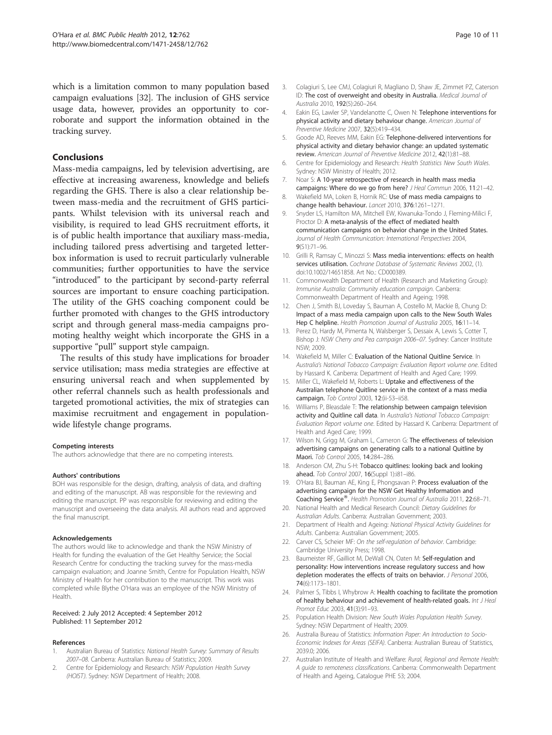which is a limitation common to many population based campaign evaluations [32]. The inclusion of GHS service usage data, however, provides an opportunity to corroborate and support the information obtained in the tracking survey.

## Conclusions

Mass-media campaigns, led by television advertising, are effective at increasing awareness, knowledge and beliefs regarding the GHS. There is also a clear relationship between mass-media and the recruitment of GHS participants. Whilst television with its universal reach and visibility, is required to lead GHS recruitment efforts, it is of public health importance that auxiliary mass-media, including tailored press advertising and targeted letterbox information is used to recruit particularly vulnerable communities; further opportunities to have the service "introduced" to the participant by second-party referral sources are important to ensure coaching participation. The utility of the GHS coaching component could be further promoted with changes to the GHS introductory script and through general mass-media campaigns promoting healthy weight which incorporate the GHS in a supportive "pull" support style campaign.

The results of this study have implications for broader service utilisation; mass media strategies are effective at ensuring universal reach and when supplemented by other referral channels such as health professionals and targeted promotional activities, the mix of strategies can maximise recruitment and engagement in population-wide lifestyle change programs.

#### Competing interests

The authors acknowledge that there are no competing interests.

#### Authors' contributions

BOH was responsible for the design, drafting, analysis of data, and drafting and editing of the manuscript. AB was responsible for the reviewing and editing the manuscript. PP was responsible for reviewing and editing the manuscript and overseeing the data analysis. All authors read and approved the final manuscript.

#### Acknowledgements

The authors would like to acknowledge and thank the NSW Ministry of Health for funding the evaluation of the Get Healthy Service; the Social Research Centre for conducting the tracking survey for the mass-media campaign evaluation; and Joanne Smith, Centre for Population Health, NSW Ministry of Health for her contribution to the manuscript. This work was completed while Blythe O'Hara was an employee of the NSW Ministry of Health.

Received: 2 July 2012 Accepted: 4 September 2012
Published: 11 September 2012

#### References

1. Australian Bureau of Statistics: *National Health Survey: Summary of Results 2007–08*. Canberra: Australian Bureau of Statistics; 2009.
2. Centre for Epidemiology and Research: *NSW Population Health Survey (HOIST)*. Sydney: NSW Department of Health; 2008.
3. Colagiuri S, Lee CMJ, Colagiuri R, Magliano D, Shaw JE, Zimmet PZ, Caterson ID: **The cost of overweight and obesity in Australia.** *Medical Journal of Australia* 2010, **192**(5):260–264.
4. Eakin EG, Lawler SP, Vandelanotte C, Owen N: **Telephone interventions for physical activity and dietary behaviour change.** *American Journal of Preventive Medicine* 2007, **32**(5):419–434.
5. Goode AD, Reeves MM, Eakin EG: **Telephone-delivered interventions for physical activity and dietary behavior change: an updated systematic review.** *American Journal of Preventive Medicine* 2012, **42**(1):81–88.
6. Centre for Epidemiology and Research: *Health Statistics New South Wales*. Sydney: NSW Ministry of Health; 2012.
7. Noar S: **A 10-year retrospective of research in health mass media campaigns: Where do we go from here?** *J Heal Commun* 2006, **11**:21–42.
8. Wakefield MA, Loken B, Hornik RC: **Use of mass media campaigns to change health behaviour.** *Lancet* 2010, **376**:1261–1271.
9. Snyder LS, Hamilton MA, Mitchell EW, Kiwanuka-Tondo J, Fleming-Milici F, Proctor D: **A meta-analysis of the effect of mediated health communication campaigns on behavior change in the United States.** *Journal of Health Communication: International Perspectives* 2004, **9**(S1):71–96.
10. Grilli R, Ramsay C, Minozzi S: **Mass media interventions: effects on health services utilisation.** *Cochrane Database of Systematic Reviews* 2002, (1). doi:10.1002/14651858. Art No.: CD000389.
11. Commonwealth Department of Health (Research and Marketing Group): *Immunise Australia: Community education campaign*. Canberra: Commonwealth Department of Health and Ageing; 1998.
12. Chen J, Smith BJ, Loveday S, Bauman A, Costello M, Mackie B, Chung D: **Impact of a mass media campaign upon calls to the New South Wales Hep C helpline.** *Health Promotion Journal of Australia* 2005, **16**:11–14.
13. Perez D, Hardy M, Pimenta N, Walsberger S, Dessaix A, Lewis S, Cotter T, Bishop J: *NSW Cherry and Pea campaign 2006–07*. Sydney: Cancer Institute NSW; 2009.
14. Wakefield M, Miller C: **Evaluation of the National Quitline Service**. In *Australia's National Tobacco Campaign: Evaluation Report volume one*. Edited by Hassard K. Canberra: Department of Health and Aged Care; 1999.
15. Miller CL, Wakefield M, Roberts L: **Uptake and effectiveness of the Australian telephone Quitline service in the context of a mass media campaign.** *Tob Control* 2003, **12**:(ii-53–ii58.
16. Williams P, Bleasdale T: **The relationship between campaign television activity and Quitline call data**. In *Australia's National Tobacco Campaign: Evaluation Report volume one*. Edited by Hassard K. Canberra: Department of Health and Aged Care; 1999.
17. Wilson N, Grigg M, Graham L, Cameron G: **The effectiveness of television advertising campaigns on generating calls to a national Quitline by Maori.** *Tob Control* 2005, **14**:284–286.
18. Anderson CM, Zhu S-H: **Tobacco quitlines: looking back and looking ahead.** *Tob Control* 2007, **16**(Suppl 1):i81–i86.
19. O'Hara BJ, Bauman AE, King E, Phongsavan P: **Process evaluation of the advertising campaign for the NSW Get Healthy Information and Coaching Service®.** *Health Promotion Journal of Australia* 2011, **22**:68–71.
20. National Health and Medical Research Council: *Dietary Guidelines for Australian Adults*. Canberra: Australian Government; 2003.
21. Department of Health and Ageing: *National Physical Activity Guidelines for Adults*. Canberra: Australian Government; 2005.
22. Carver CS, Scheier MF: *On the self-regulation of behavior*. Cambridge: Cambridge University Press; 1998.
23. Baumeister RF, Gailliot M, DeWall CN, Oaten M: **Self-regulation and personality: How interventions increase regulatory success and how depletion moderates the effects of traits on behavior.** *J Personal* 2006, **74**(6):1173–1801.
24. Palmer S, Tibbs I, Whybrow A: **Health coaching to facilitate the promotion of healthy behaviour and achievement of health-related goals.** *Int J Heal Promot Educ* 2003, **41**(3):91–93.
25. Population Health Division: *New South Wales Population Health Survey*. Sydney: NSW Department of Health; 2009.
26. Australia Bureau of Statistics: *Information Paper: An Introduction to Socio-Economic Indexes for Areas (SEIFA)*. Canberra: Australian Bureau of Statistics, 2039.0; 2006.
27. Australian Institute of Health and Welfare: *Rural, Regional and Remote Health: A guide to remoteness classifications*. Canberra: Commonwealth Department of Health and Ageing, Catalogue PHE 53; 2004.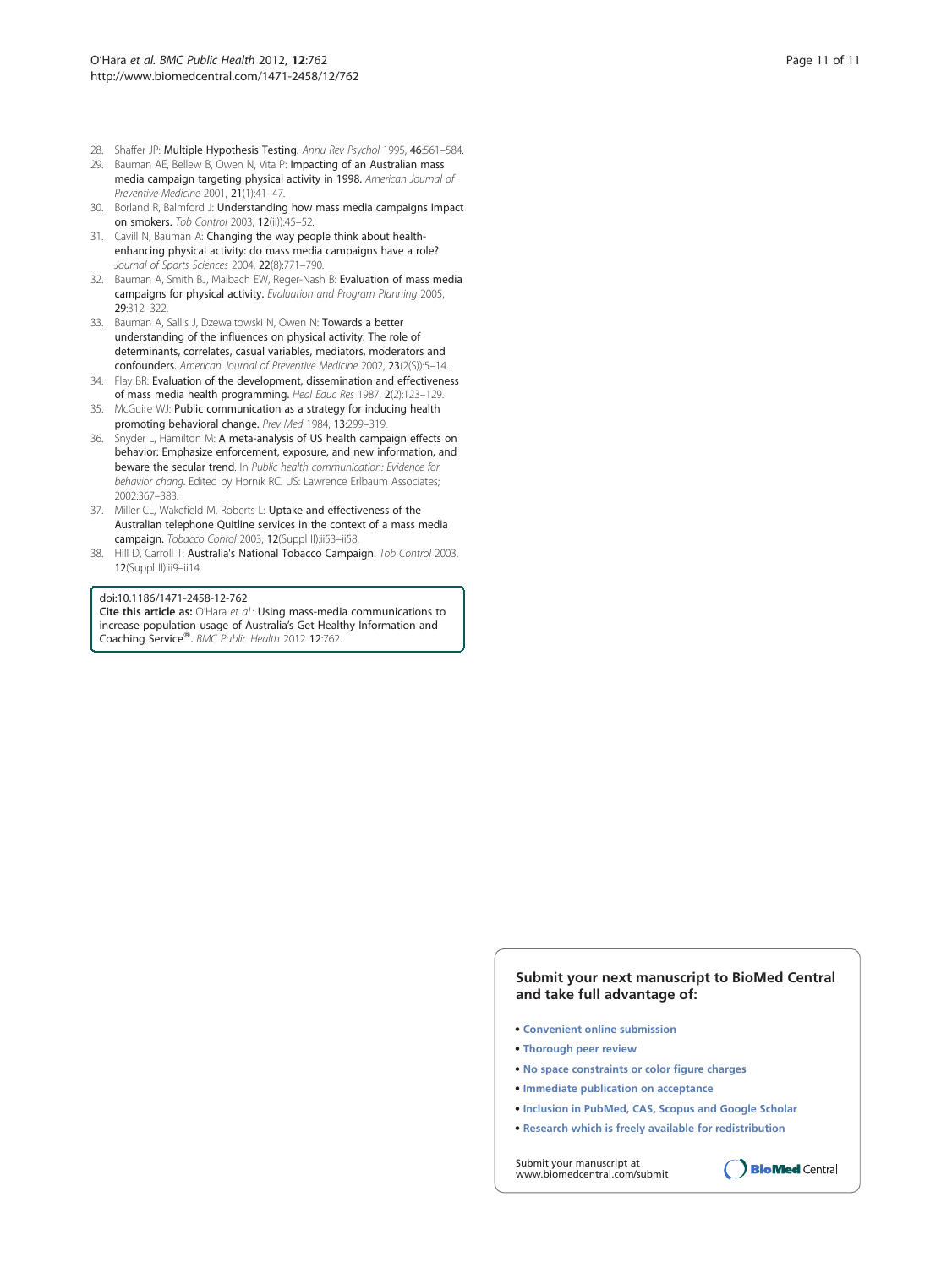28. Shaffer JP: **Multiple Hypothesis Testing.** *Annu Rev Psychol* 1995, **46**:561–584.
29. Bauman AE, Bellew B, Owen N, Vita P: **Impacting of an Australian mass media campaign targeting physical activity in 1998.** *American Journal of Preventive Medicine* 2001, **21**(1):41–47.
30. Borland R, Balmford J: **Understanding how mass media campaigns impact on smokers.** *Tob Control* 2003, **12**(ii)):45–52.
31. Cavill N, Bauman A: **Changing the way people think about health-enhancing physical activity: do mass media campaigns have a role?** *Journal of Sports Sciences* 2004, **22**(8):771–790.
32. Bauman A, Smith BJ, Maibach EW, Reger-Nash B: **Evaluation of mass media campaigns for physical activity.** *Evaluation and Program Planning* 2005, **29**:312–322.
33. Bauman A, Sallis J, Dzewaltowski N, Owen N: **Towards a better understanding of the influences on physical activity: The role of determinants, correlates, casual variables, mediators, moderators and confounders.** *American Journal of Preventive Medicine* 2002, **23**(2(S)):5–14.
34. Flay BR: **Evaluation of the development, dissemination and effectiveness of mass media health programming.** *Heal Educ Res* 1987, **2**(2):123–129.
35. McGuire WJ: **Public communication as a strategy for inducing health promoting behavioral change.** *Prev Med* 1984, **13**:299–319.
36. Snyder L, Hamilton M: **A meta-analysis of US health campaign effects on behavior: Emphasize enforcement, exposure, and new information, and beware the secular trend**. In *Public health communication: Evidence for behavior chang*. Edited by Hornik RC. US: Lawrence Erlbaum Associates; 2002:367–383.
37. Miller CL, Wakefield M, Roberts L: **Uptake and effectiveness of the Australian telephone Quitline services in the context of a mass media campaign.** *Tobacco Conrol* 2003, **12**(Suppl II):ii53–ii58.
38. Hill D, Carroll T: **Australia's National Tobacco Campaign.** *Tob Control* 2003, **12**(Suppl II):ii9–ii14.

doi:10.1186/1471-2458-12-762

**Cite this article as:** O'Hara *et al.*: Using mass-media communications to increase population usage of Australia's Get Healthy Information and Coaching Service®. *BMC Public Health* 2012 **12**:762.

**Submit your next manuscript to BioMed Central and take full advantage of:**

- **Convenient online submission**
- **Thorough peer review**
- **No space constraints or color figure charges**
- **Immediate publication on acceptance**
- **Inclusion in PubMed, CAS, Scopus and Google Scholar**
- **Research which is freely available for redistribution**

Submit your manuscript at
www.biomedcentral.com/submit

BioMed Central